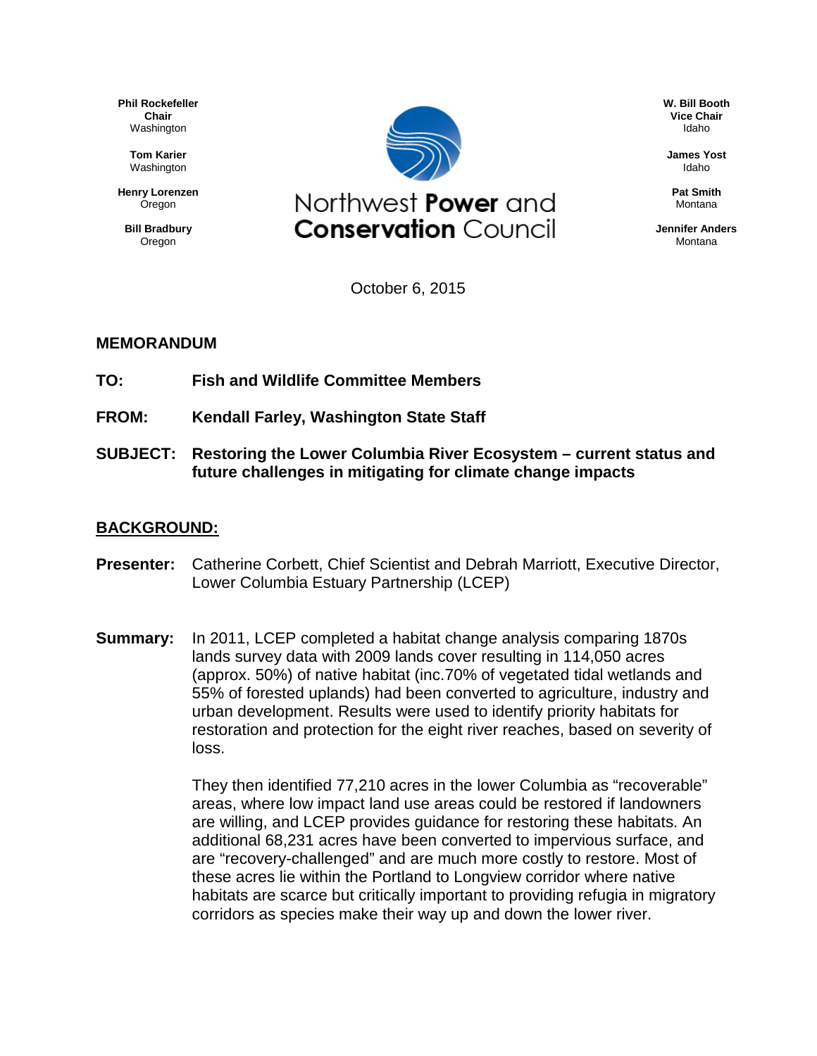**Phil Rockefeller**
**Chair**
Washington

**Tom Karier**
Washington

**Henry Lorenzen**
Oregon

**Bill Bradbury**
Oregon

# Northwest **Power** and **Conservation** Council

**W. Bill Booth**
**Vice Chair**
Idaho

**James Yost**
Idaho

**Pat Smith**
Montana

**Jennifer Anders**
Montana

October 6, 2015

## MEMORANDUM

**TO:** **Fish and Wildlife Committee Members**

**FROM:** **Kendall Farley, Washington State Staff**

**SUBJECT:** **Restoring the Lower Columbia River Ecosystem – current status and future challenges in mitigating for climate change impacts**

## BACKGROUND:

**Presenter:** Catherine Corbett, Chief Scientist and Debrah Marriott, Executive Director, Lower Columbia Estuary Partnership (LCEP)

**Summary:** In 2011, LCEP completed a habitat change analysis comparing 1870s lands survey data with 2009 lands cover resulting in 114,050 acres (approx. 50%) of native habitat (inc.70% of vegetated tidal wetlands and 55% of forested uplands) had been converted to agriculture, industry and urban development. Results were used to identify priority habitats for restoration and protection for the eight river reaches, based on severity of loss.

They then identified 77,210 acres in the lower Columbia as "recoverable" areas, where low impact land use areas could be restored if landowners are willing, and LCEP provides guidance for restoring these habitats. An additional 68,231 acres have been converted to impervious surface, and are "recovery-challenged" and are much more costly to restore. Most of these acres lie within the Portland to Longview corridor where native habitats are scarce but critically important to providing refugia in migratory corridors as species make their way up and down the lower river.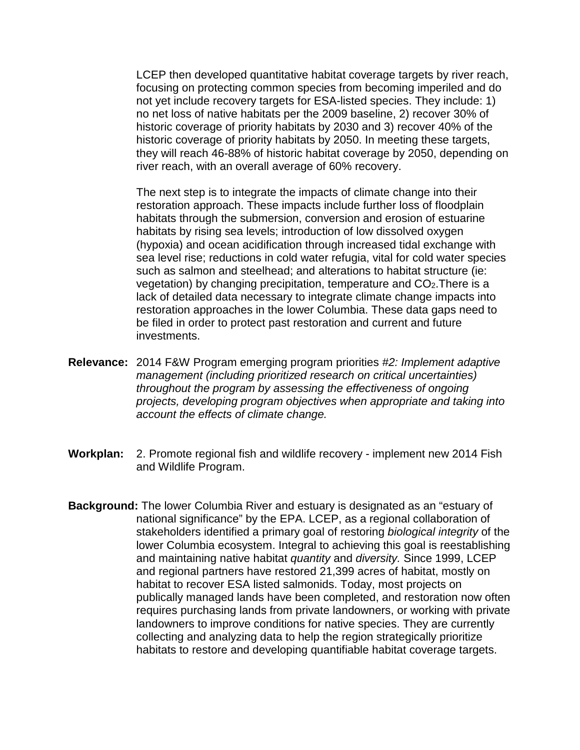LCEP then developed quantitative habitat coverage targets by river reach, focusing on protecting common species from becoming imperiled and do not yet include recovery targets for ESA-listed species. They include: 1) no net loss of native habitats per the 2009 baseline, 2) recover 30% of historic coverage of priority habitats by 2030 and 3) recover 40% of the historic coverage of priority habitats by 2050. In meeting these targets, they will reach 46-88% of historic habitat coverage by 2050, depending on river reach, with an overall average of 60% recovery.

The next step is to integrate the impacts of climate change into their restoration approach. These impacts include further loss of floodplain habitats through the submersion, conversion and erosion of estuarine habitats by rising sea levels; introduction of low dissolved oxygen (hypoxia) and ocean acidification through increased tidal exchange with sea level rise; reductions in cold water refugia, vital for cold water species such as salmon and steelhead; and alterations to habitat structure (ie: vegetation) by changing precipitation, temperature and $CO_2$.There is a lack of detailed data necessary to integrate climate change impacts into restoration approaches in the lower Columbia. These data gaps need to be filed in order to protect past restoration and current and future investments.

**Relevance:** 2014 F&W Program emerging program priorities *#2: Implement adaptive management (including prioritized research on critical uncertainties) throughout the program by assessing the effectiveness of ongoing projects, developing program objectives when appropriate and taking into account the effects of climate change.*

**Workplan:** 2. Promote regional fish and wildlife recovery - implement new 2014 Fish and Wildlife Program.

**Background:** The lower Columbia River and estuary is designated as an "estuary of national significance" by the EPA. LCEP, as a regional collaboration of stakeholders identified a primary goal of restoring *biological integrity* of the lower Columbia ecosystem. Integral to achieving this goal is reestablishing and maintaining native habitat *quantity* and *diversity.* Since 1999, LCEP and regional partners have restored 21,399 acres of habitat, mostly on habitat to recover ESA listed salmonids. Today, most projects on publically managed lands have been completed, and restoration now often requires purchasing lands from private landowners, or working with private landowners to improve conditions for native species. They are currently collecting and analyzing data to help the region strategically prioritize habitats to restore and developing quantifiable habitat coverage targets.